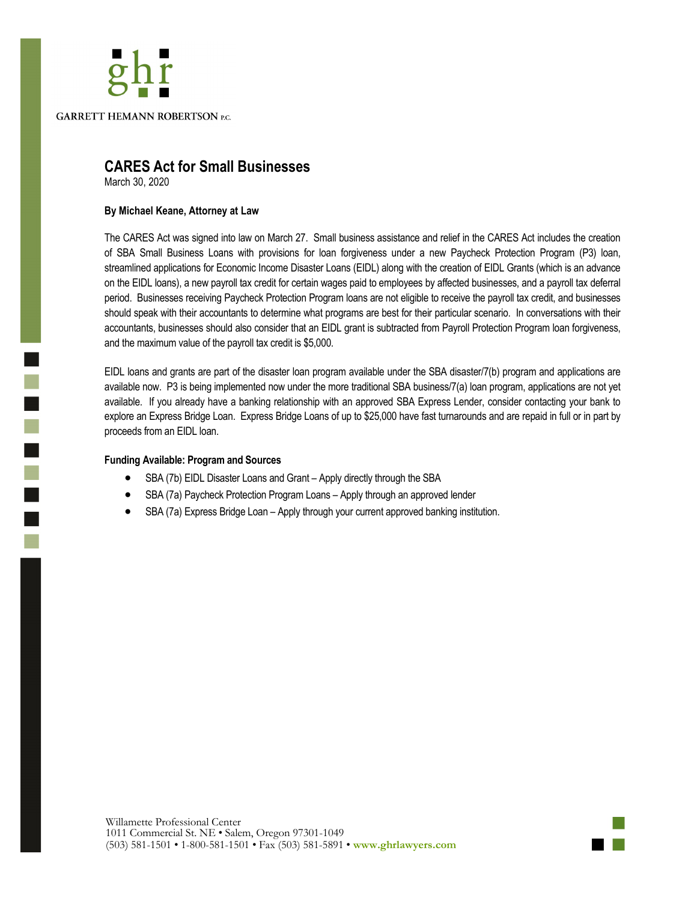GARRETT HEMANN ROBERTSON P.C.

# CARES Act for Small Businesses

March 30, 2020

**By Michael Keane, Attorney at Law**

The CARES Act was signed into law on March 27. Small business assistance and relief in the CARES Act includes the creation of SBA Small Business Loans with provisions for loan forgiveness under a new Paycheck Protection Program (P3) loan, streamlined applications for Economic Income Disaster Loans (EIDL) along with the creation of EIDL Grants (which is an advance on the EIDL loans), a new payroll tax credit for certain wages paid to employees by affected businesses, and a payroll tax deferral period. Businesses receiving Paycheck Protection Program loans are not eligible to receive the payroll tax credit, and businesses should speak with their accountants to determine what programs are best for their particular scenario. In conversations with their accountants, businesses should also consider that an EIDL grant is subtracted from Payroll Protection Program loan forgiveness, and the maximum value of the payroll tax credit is $5,000.

EIDL loans and grants are part of the disaster loan program available under the SBA disaster/7(b) program and applications are available now. P3 is being implemented now under the more traditional SBA business/7(a) loan program, applications are not yet available. If you already have a banking relationship with an approved SBA Express Lender, consider contacting your bank to explore an Express Bridge Loan. Express Bridge Loans of up to $25,000 have fast turnarounds and are repaid in full or in part by proceeds from an EIDL loan.

**Funding Available: Program and Sources**

- SBA (7b) EIDL Disaster Loans and Grant – Apply directly through the SBA
- SBA (7a) Paycheck Protection Program Loans – Apply through an approved lender
- SBA (7a) Express Bridge Loan – Apply through your current approved banking institution.

Willamette Professional Center
1011 Commercial St. NE • Salem, Oregon 97301-1049
(503) 581-1501 • 1-800-581-1501 • Fax (503) 581-5891 • **www.ghrlawyers.com**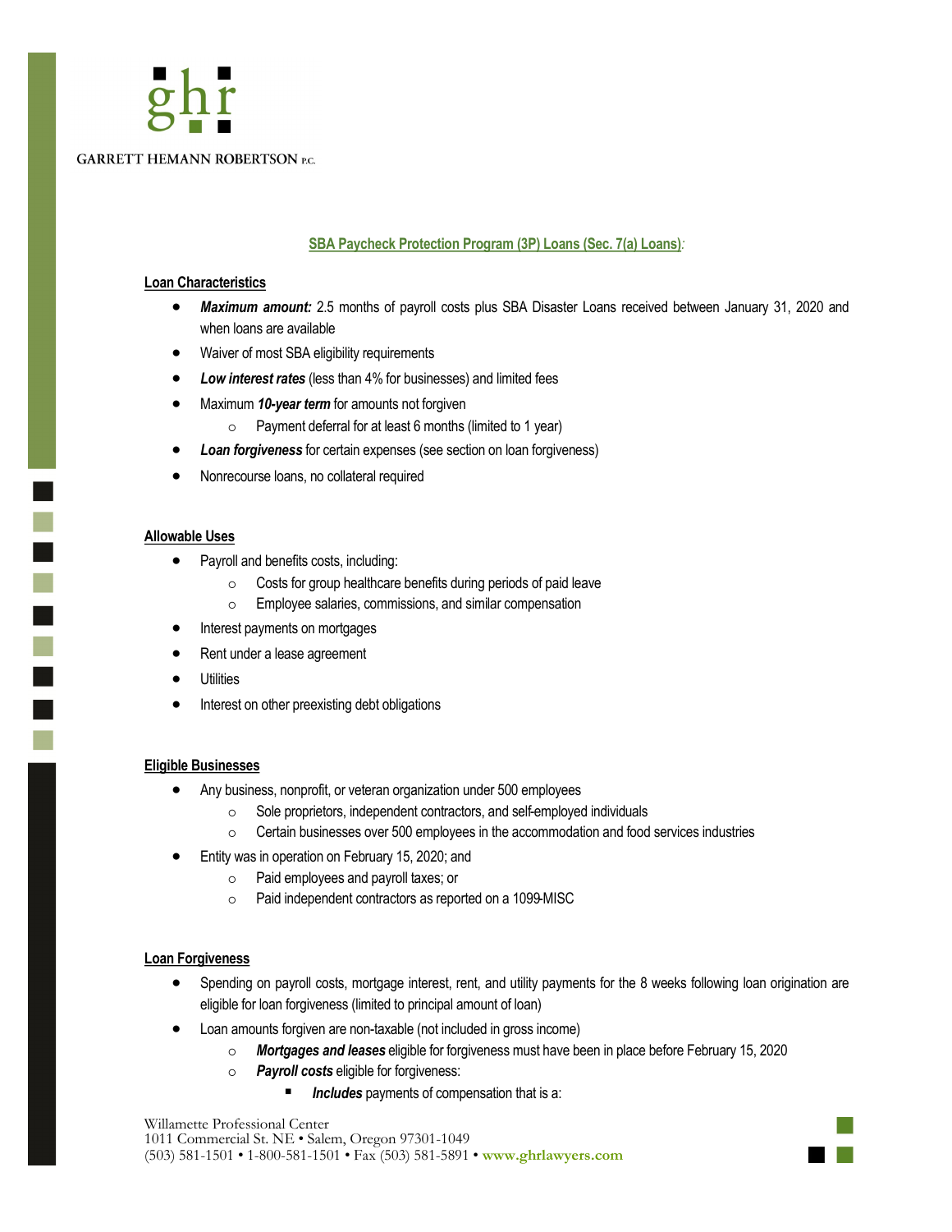## SBA Paycheck Protection Program (3P) Loans (Sec. 7(a) Loans):

### Loan Characteristics

- ***Maximum amount:*** 2.5 months of payroll costs plus SBA Disaster Loans received between January 31, 2020 and when loans are available
- Waiver of most SBA eligibility requirements
- ***Low interest rates*** (less than 4% for businesses) and limited fees
- Maximum ***10-year term*** for amounts not forgiven
  - Payment deferral for at least 6 months (limited to 1 year)
- ***Loan forgiveness*** for certain expenses (see section on loan forgiveness)
- Nonrecourse loans, no collateral required

### Allowable Uses

- Payroll and benefits costs, including:
  - Costs for group healthcare benefits during periods of paid leave
  - Employee salaries, commissions, and similar compensation
- Interest payments on mortgages
- Rent under a lease agreement
- Utilities
- Interest on other preexisting debt obligations

### Eligible Businesses

- Any business, nonprofit, or veteran organization under 500 employees
  - Sole proprietors, independent contractors, and self-employed individuals
  - Certain businesses over 500 employees in the accommodation and food services industries
- Entity was in operation on February 15, 2020; and
  - Paid employees and payroll taxes; or
  - Paid independent contractors as reported on a 1099-MISC

### Loan Forgiveness

- Spending on payroll costs, mortgage interest, rent, and utility payments for the 8 weeks following loan origination are eligible for loan forgiveness (limited to principal amount of loan)
- Loan amounts forgiven are non-taxable (not included in gross income)
  - ***Mortgages and leases*** eligible for forgiveness must have been in place before February 15, 2020
  - ***Payroll costs*** eligible for forgiveness:
    - ***Includes*** payments of compensation that is a: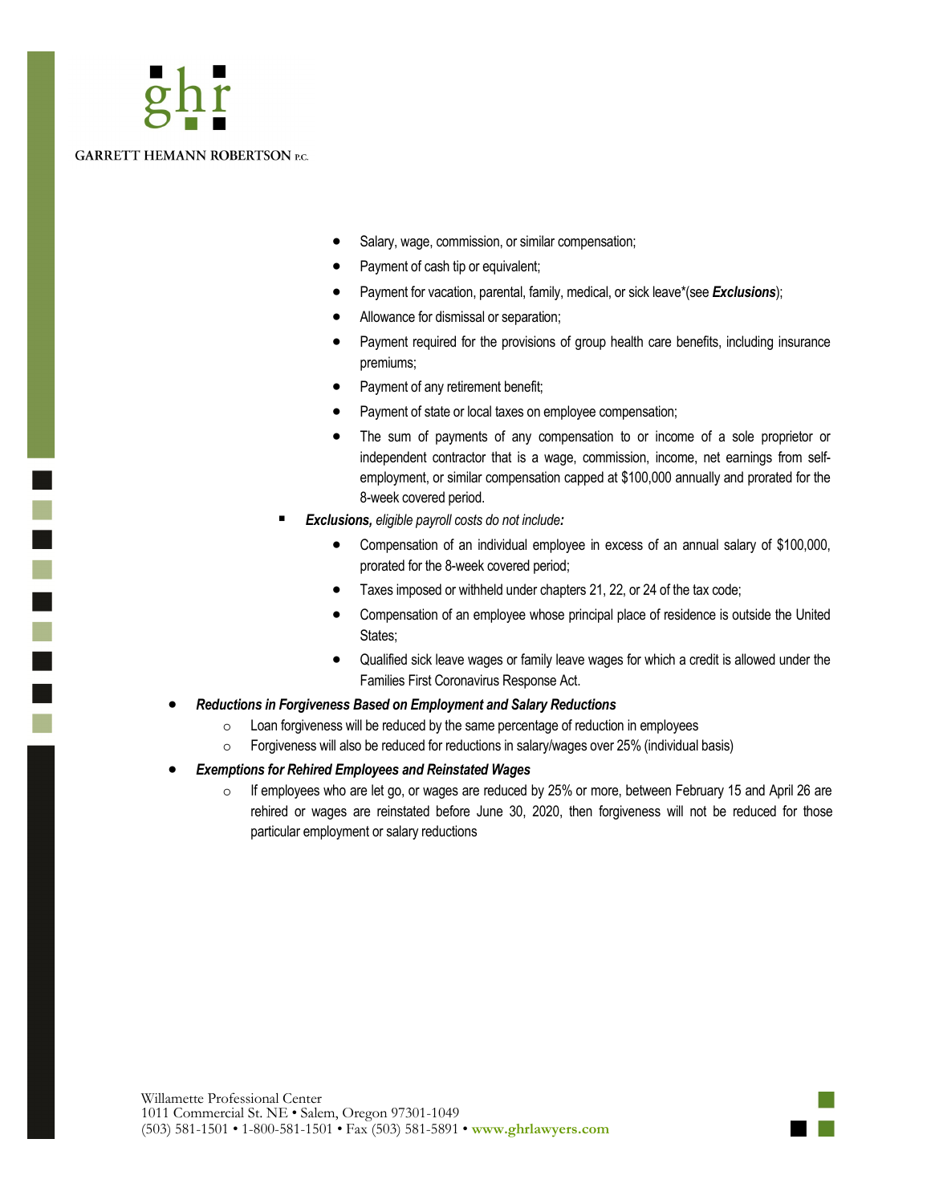- Salary, wage, commission, or similar compensation;
- Payment of cash tip or equivalent;
- Payment for vacation, parental, family, medical, or sick leave*(see ***Exclusions***);
- Allowance for dismissal or separation;
- Payment required for the provisions of group health care benefits, including insurance premiums;
- Payment of any retirement benefit;
- Payment of state or local taxes on employee compensation;
- The sum of payments of any compensation to or income of a sole proprietor or independent contractor that is a wage, commission, income, net earnings from self-employment, or similar compensation capped at $100,000 annually and prorated for the 8-week covered period.

▪ ***Exclusions,*** *eligible payroll costs do not include**:***

- Compensation of an individual employee in excess of an annual salary of $100,000, prorated for the 8-week covered period;
- Taxes imposed or withheld under chapters 21, 22, or 24 of the tax code;
- Compensation of an employee whose principal place of residence is outside the United States;
- Qualified sick leave wages or family leave wages for which a credit is allowed under the Families First Coronavirus Response Act.

- ***Reductions in Forgiveness Based on Employment and Salary Reductions***
  - Loan forgiveness will be reduced by the same percentage of reduction in employees
  - Forgiveness will also be reduced for reductions in salary/wages over 25% (individual basis)
- ***Exemptions for Rehired Employees and Reinstated Wages***
  - If employees who are let go, or wages are reduced by 25% or more, between February 15 and April 26 are rehired or wages are reinstated before June 30, 2020, then forgiveness will not be reduced for those particular employment or salary reductions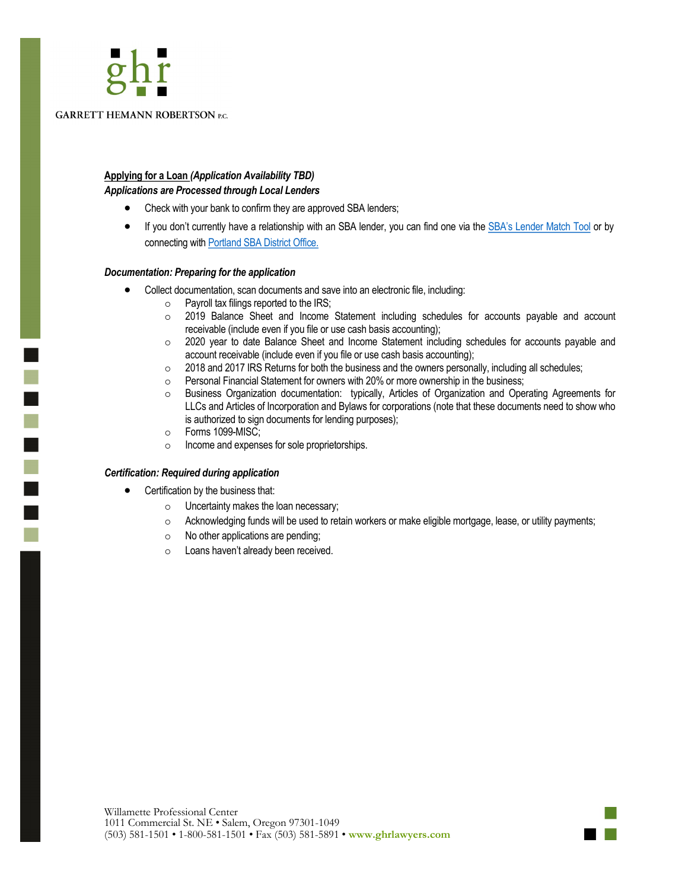**Applying for a Loan** ***(Application Availability TBD)***

***Applications are Processed through Local Lenders***

- Check with your bank to confirm they are approved SBA lenders;
- If you don't currently have a relationship with an SBA lender, you can find one via the SBA's Lender Match Tool or by connecting with Portland SBA District Office.

***Documentation: Preparing for the application***

- Collect documentation, scan documents and save into an electronic file, including:
    - Payroll tax filings reported to the IRS;
    - 2019 Balance Sheet and Income Statement including schedules for accounts payable and account receivable (include even if you file or use cash basis accounting);
    - 2020 year to date Balance Sheet and Income Statement including schedules for accounts payable and account receivable (include even if you file or use cash basis accounting);
    - 2018 and 2017 IRS Returns for both the business and the owners personally, including all schedules;
    - Personal Financial Statement for owners with 20% or more ownership in the business;
    - Business Organization documentation: typically, Articles of Organization and Operating Agreements for LLCs and Articles of Incorporation and Bylaws for corporations (note that these documents need to show who is authorized to sign documents for lending purposes);
    - Forms 1099-MISC;
    - Income and expenses for sole proprietorships.

***Certification: Required during application***

- Certification by the business that:
    - Uncertainty makes the loan necessary;
    - Acknowledging funds will be used to retain workers or make eligible mortgage, lease, or utility payments;
    - No other applications are pending;
    - Loans haven't already been received.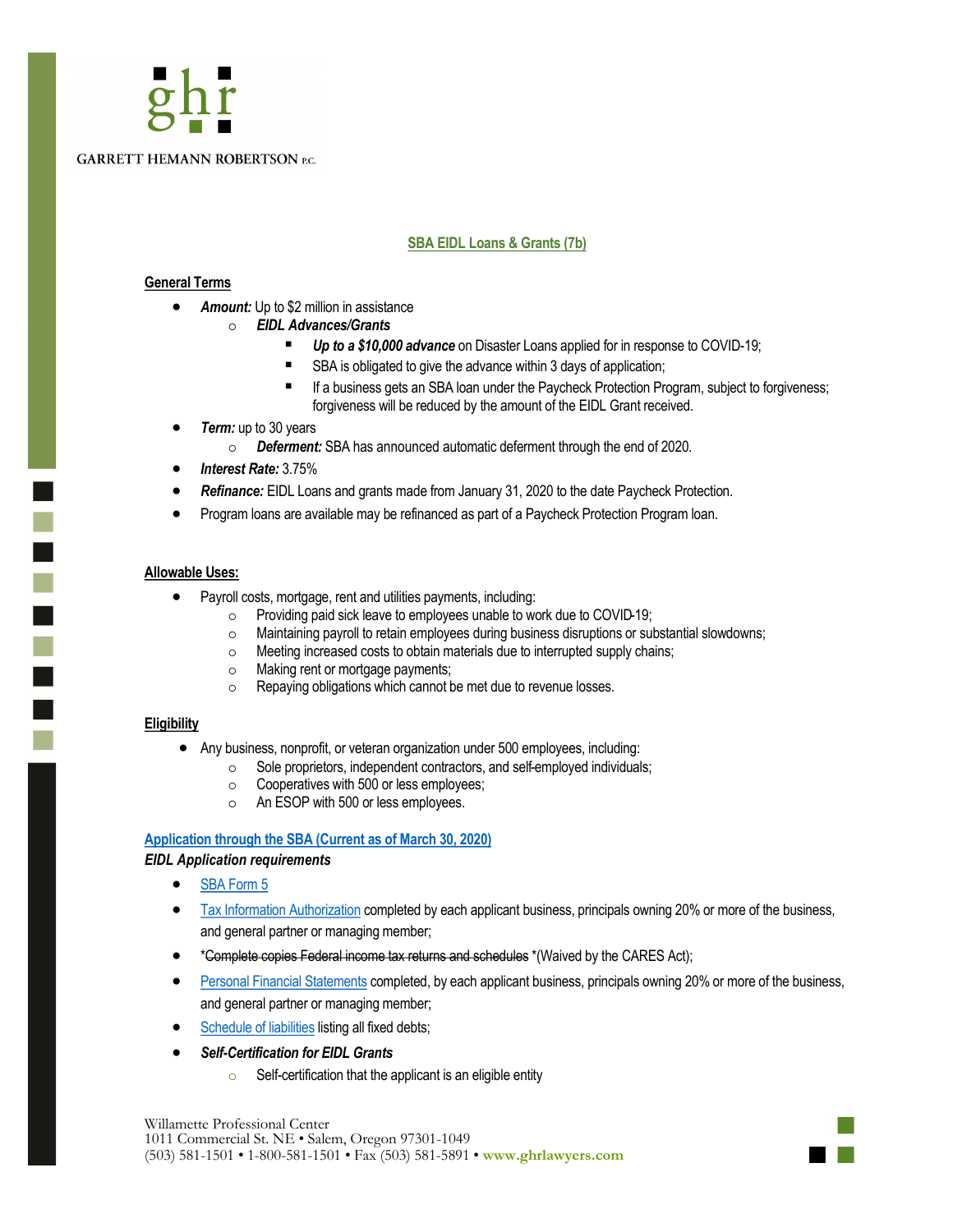## SBA EIDL Loans & Grants (7b)

**General Terms**

- ***Amount:*** Up to $2 million in assistance
    - ***EIDL Advances/Grants***
        - ***Up to a $10,000 advance*** on Disaster Loans applied for in response to COVID-19;
        - SBA is obligated to give the advance within 3 days of application;
        - If a business gets an SBA loan under the Paycheck Protection Program, subject to forgiveness; forgiveness will be reduced by the amount of the EIDL Grant received.
- ***Term:*** up to 30 years
    - ***Deferment:*** SBA has announced automatic deferment through the end of 2020.
- ***Interest Rate:*** 3.75%
- ***Refinance:*** EIDL Loans and grants made from January 31, 2020 to the date Paycheck Protection.
- Program loans are available may be refinanced as part of a Paycheck Protection Program loan.

**Allowable Uses:**

- Payroll costs, mortgage, rent and utilities payments, including:
    - Providing paid sick leave to employees unable to work due to COVID-19;
    - Maintaining payroll to retain employees during business disruptions or substantial slowdowns;
    - Meeting increased costs to obtain materials due to interrupted supply chains;
    - Making rent or mortgage payments;
    - Repaying obligations which cannot be met due to revenue losses.

**Eligibility**

- Any business, nonprofit, or veteran organization under 500 employees, including:
    - Sole proprietors, independent contractors, and self-employed individuals;
    - Cooperatives with 500 or less employees;
    - An ESOP with 500 or less employees.

**Application through the SBA (Current as of March 30, 2020)**

***EIDL Application requirements***

- SBA Form 5
- Tax Information Authorization completed by each applicant business, principals owning 20% or more of the business, and general partner or managing member;
- *~~Complete copies Federal income tax returns and schedules~~ *(Waived by the CARES Act);
- Personal Financial Statements completed, by each applicant business, principals owning 20% or more of the business, and general partner or managing member;
- Schedule of liabilities listing all fixed debts;
- ***Self-Certification for EIDL Grants***
    - Self-certification that the applicant is an eligible entity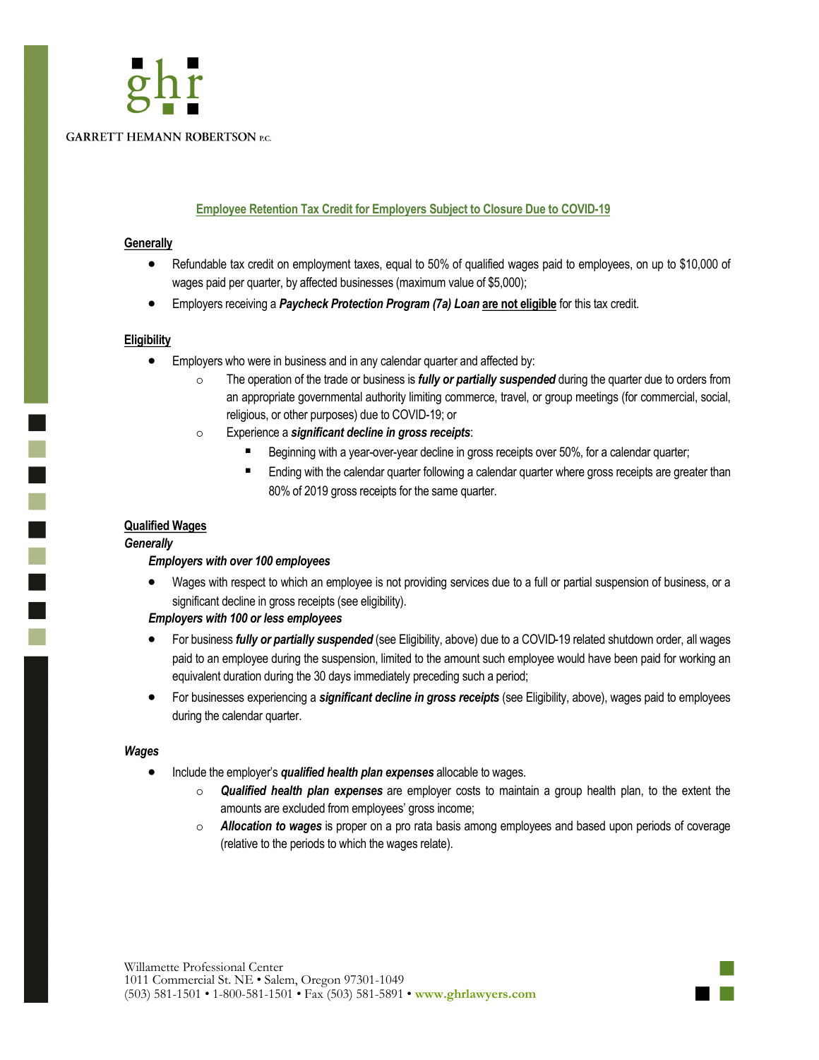## Employee Retention Tax Credit for Employers Subject to Closure Due to COVID-19

### Generally

- Refundable tax credit on employment taxes, equal to 50% of qualified wages paid to employees, on up to $10,000 of wages paid per quarter, by affected businesses (maximum value of $5,000);
- Employers receiving a ***Paycheck Protection Program (7a) Loan*** **are not eligible** for this tax credit.

### Eligibility

- Employers who were in business and in any calendar quarter and affected by:
  - The operation of the trade or business is ***fully or partially suspended*** during the quarter due to orders from an appropriate governmental authority limiting commerce, travel, or group meetings (for commercial, social, religious, or other purposes) due to COVID-19; or
  - Experience a ***significant decline in gross receipts***:
    - Beginning with a year-over-year decline in gross receipts over 50%, for a calendar quarter;
    - Ending with the calendar quarter following a calendar quarter where gross receipts are greater than 80% of 2019 gross receipts for the same quarter.

### Qualified Wages

***Generally***

***Employers with over 100 employees***

- Wages with respect to which an employee is not providing services due to a full or partial suspension of business, or a significant decline in gross receipts (see eligibility).

***Employers with 100 or less employees***

- For business ***fully or partially suspended*** (see Eligibility, above) due to a COVID-19 related shutdown order, all wages paid to an employee during the suspension, limited to the amount such employee would have been paid for working an equivalent duration during the 30 days immediately preceding such a period;
- For businesses experiencing a ***significant decline in gross receipts*** (see Eligibility, above), wages paid to employees during the calendar quarter.

***Wages***

- Include the employer's ***qualified health plan expenses*** allocable to wages.
  - ***Qualified health plan expenses*** are employer costs to maintain a group health plan, to the extent the amounts are excluded from employees' gross income;
  - ***Allocation to wages*** is proper on a pro rata basis among employees and based upon periods of coverage (relative to the periods to which the wages relate).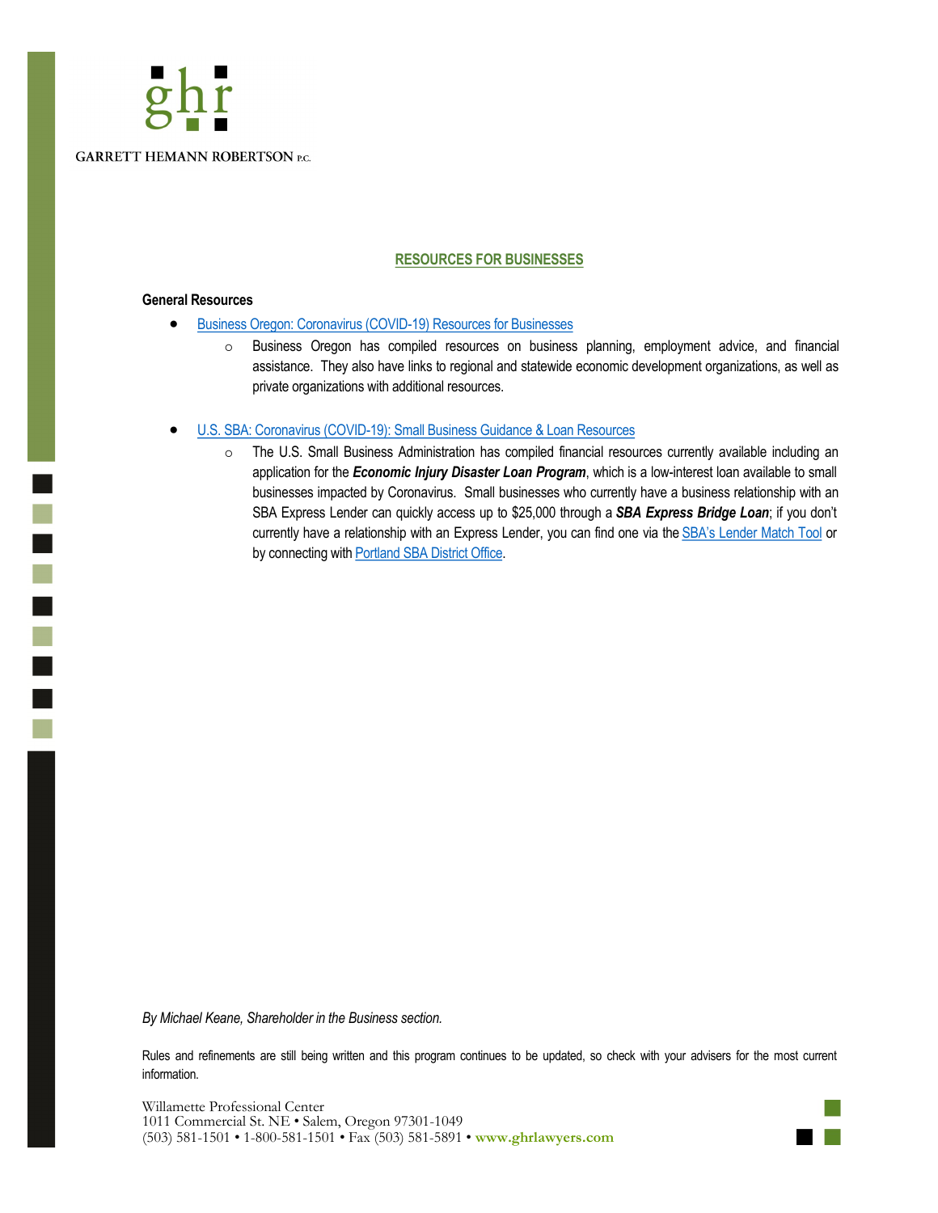**GARRETT HEMANN ROBERTSON P.C.**

## RESOURCES FOR BUSINESSES

**General Resources**

- Business Oregon: Coronavirus (COVID-19) Resources for Businesses
  - Business Oregon has compiled resources on business planning, employment advice, and financial assistance. They also have links to regional and statewide economic development organizations, as well as private organizations with additional resources.

- U.S. SBA: Coronavirus (COVID-19): Small Business Guidance & Loan Resources
  - The U.S. Small Business Administration has compiled financial resources currently available including an application for the ***Economic Injury Disaster Loan Program***, which is a low-interest loan available to small businesses impacted by Coronavirus. Small businesses who currently have a business relationship with an SBA Express Lender can quickly access up to $25,000 through a ***SBA Express Bridge Loan***; if you don't currently have a relationship with an Express Lender, you can find one via the SBA's Lender Match Tool or by connecting with Portland SBA District Office.

*By Michael Keane, Shareholder in the Business section.*

Rules and refinements are still being written and this program continues to be updated, so check with your advisers for the most current information.

Willamette Professional Center
1011 Commercial St. NE • Salem, Oregon 97301-1049
(503) 581-1501 • 1-800-581-1501 • Fax (503) 581-5891 • **www.ghrlawyers.com**